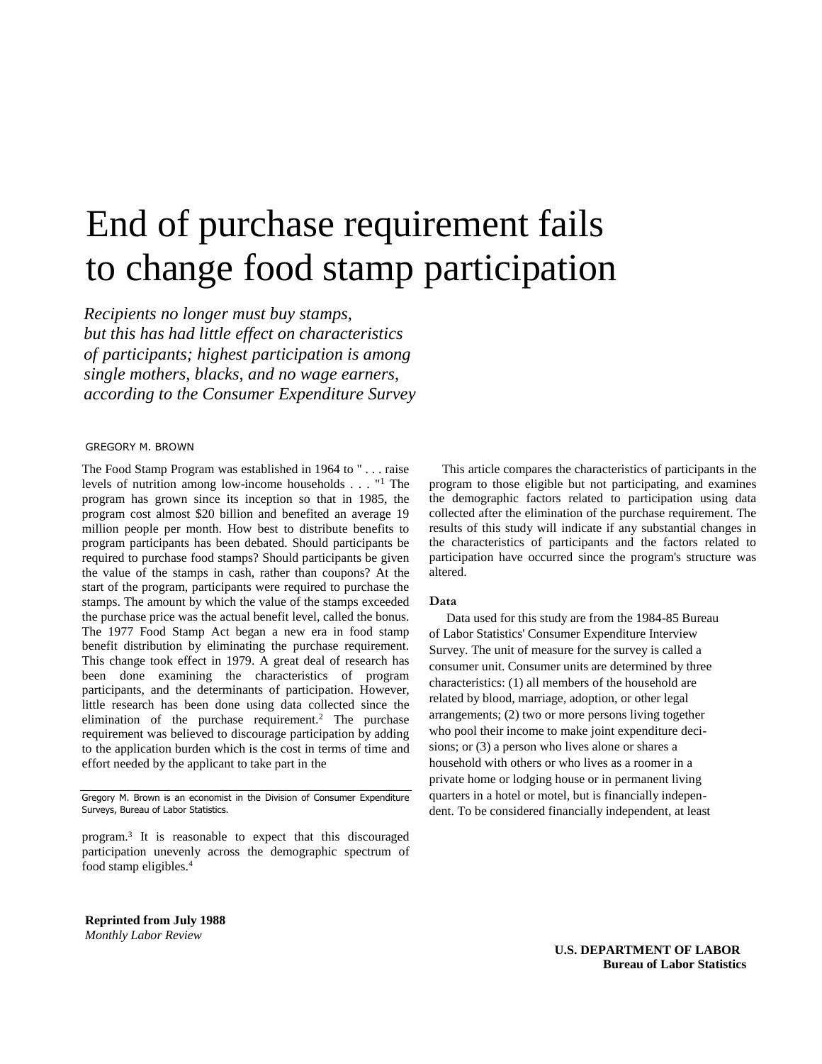# End of purchase requirement fails to change food stamp participation

*Recipients no longer must buy stamps, but this has had little effect on characteristics of participants; highest participation is among single mothers, blacks, and no wage earners, according to the Consumer Expenditure Survey*

GREGORY M. BROWN

The Food Stamp Program was established in 1964 to " . . . raise levels of nutrition among low-income households . . . "[1] The program has grown since its inception so that in 1985, the program cost almost $20 billion and benefited an average 19 million people per month. How best to distribute benefits to program participants has been debated. Should participants be required to purchase food stamps? Should participants be given the value of the stamps in cash, rather than coupons? At the start of the program, participants were required to purchase the stamps. The amount by which the value of the stamps exceeded the purchase price was the actual benefit level, called the bonus. The 1977 Food Stamp Act began a new era in food stamp benefit distribution by eliminating the purchase requirement. This change took effect in 1979. A great deal of research has been done examining the characteristics of program participants, and the determinants of participation. However, little research has been done using data collected since the elimination of the purchase requirement.[2] The purchase requirement was believed to discourage participation by adding to the application burden which is the cost in terms of time and effort needed by the applicant to take part in the program.[3] It is reasonable to expect that this discouraged participation unevenly across the demographic spectrum of food stamp eligibles.[4]

Gregory M. Brown is an economist in the Division of Consumer Expenditure Surveys, Bureau of Labor Statistics.

This article compares the characteristics of participants in the program to those eligible but not participating, and examines the demographic factors related to participation using data collected after the elimination of the purchase requirement. The results of this study will indicate if any substantial changes in the characteristics of participants and the factors related to participation have occurred since the program's structure was altered.

## Data

Data used for this study are from the 1984-85 Bureau of Labor Statistics' Consumer Expenditure Interview Survey. The unit of measure for the survey is called a consumer unit. Consumer units are determined by three characteristics: (1) all members of the household are related by blood, marriage, adoption, or other legal arrangements; (2) two or more persons living together who pool their income to make joint expenditure decisions; or (3) a person who lives alone or shares a household with others or who lives as a roomer in a private home or lodging house or in permanent living quarters in a hotel or motel, but is financially independent. To be considered financially independent, at least

**Reprinted from July 1988**
*Monthly Labor Review*

**U.S. DEPARTMENT OF LABOR**
**Bureau of Labor Statistics**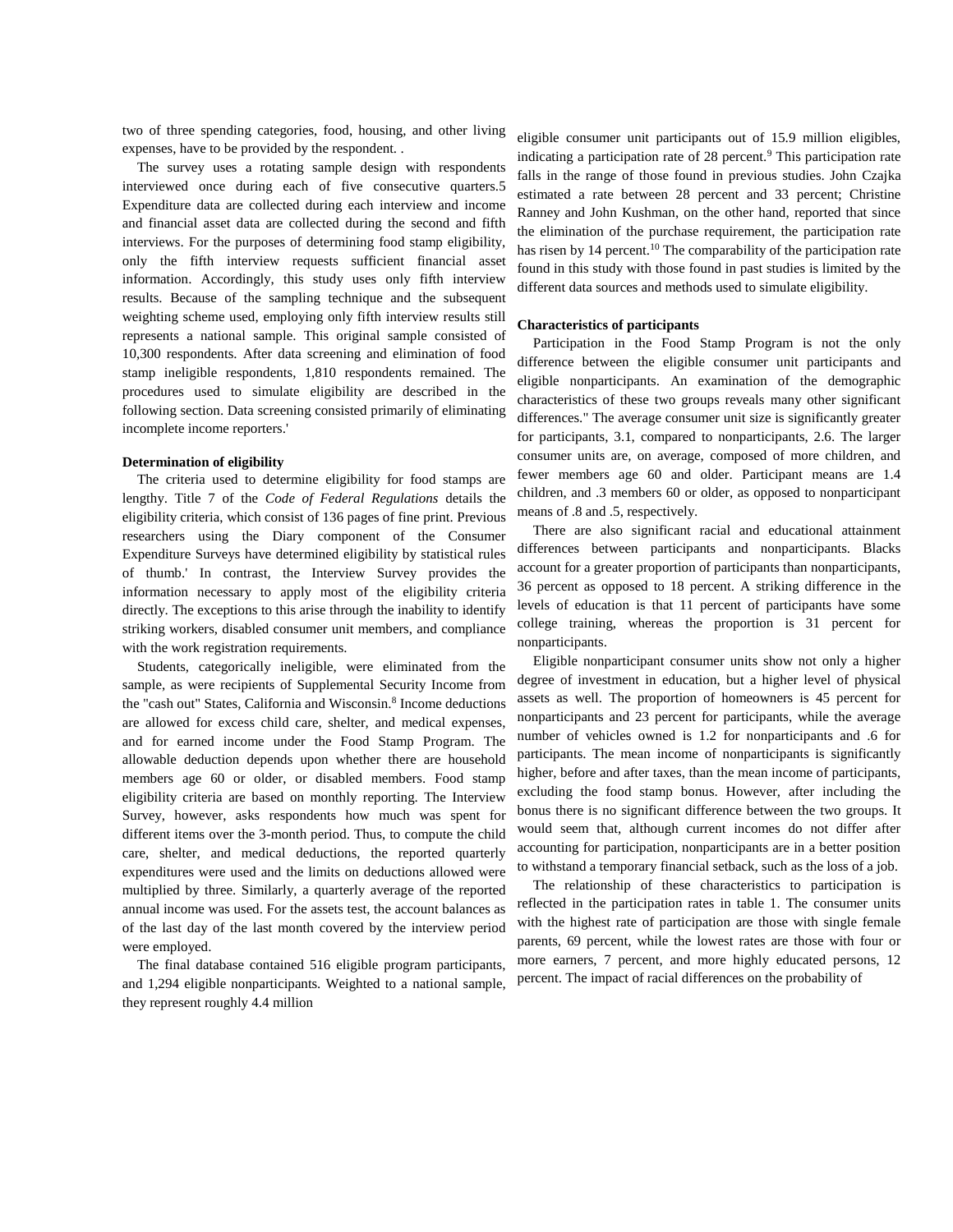two of three spending categories, food, housing, and other living expenses, have to be provided by the respondent. .

The survey uses a rotating sample design with respondents interviewed once during each of five consecutive quarters.5 Expenditure data are collected during each interview and income and financial asset data are collected during the second and fifth interviews. For the purposes of determining food stamp eligibility, only the fifth interview requests sufficient financial asset information. Accordingly, this study uses only fifth interview results. Because of the sampling technique and the subsequent weighting scheme used, employing only fifth interview results still represents a national sample. This original sample consisted of 10,300 respondents. After data screening and elimination of food stamp ineligible respondents, 1,810 respondents remained. The procedures used to simulate eligibility are described in the following section. Data screening consisted primarily of eliminating incomplete income reporters.'

**Determination of eligibility**

The criteria used to determine eligibility for food stamps are lengthy. Title 7 of the *Code of Federal Regulations* details the eligibility criteria, which consist of 136 pages of fine print. Previous researchers using the Diary component of the Consumer Expenditure Surveys have determined eligibility by statistical rules of thumb.' In contrast, the Interview Survey provides the information necessary to apply most of the eligibility criteria directly. The exceptions to this arise through the inability to identify striking workers, disabled consumer unit members, and compliance with the work registration requirements.

Students, categorically ineligible, were eliminated from the sample, as were recipients of Supplemental Security Income from the "cash out" States, California and Wisconsin.[8] Income deductions are allowed for excess child care, shelter, and medical expenses, and for earned income under the Food Stamp Program. The allowable deduction depends upon whether there are household members age 60 or older, or disabled members. Food stamp eligibility criteria are based on monthly reporting. The Interview Survey, however, asks respondents how much was spent for different items over the 3-month period. Thus, to compute the child care, shelter, and medical deductions, the reported quarterly expenditures were used and the limits on deductions allowed were multiplied by three. Similarly, a quarterly average of the reported annual income was used. For the assets test, the account balances as of the last day of the last month covered by the interview period were employed.

The final database contained 516 eligible program participants, and 1,294 eligible nonparticipants. Weighted to a national sample, they represent roughly 4.4 million eligible consumer unit participants out of 15.9 million eligibles, indicating a participation rate of 28 percent.[9] This participation rate falls in the range of those found in previous studies. John Czajka estimated a rate between 28 percent and 33 percent; Christine Ranney and John Kushman, on the other hand, reported that since the elimination of the purchase requirement, the participation rate has risen by 14 percent.[10] The comparability of the participation rate found in this study with those found in past studies is limited by the different data sources and methods used to simulate eligibility.

**Characteristics of participants**

Participation in the Food Stamp Program is not the only difference between the eligible consumer unit participants and eligible nonparticipants. An examination of the demographic characteristics of these two groups reveals many other significant differences." The average consumer unit size is significantly greater for participants, 3.1, compared to nonparticipants, 2.6. The larger consumer units are, on average, composed of more children, and fewer members age 60 and older. Participant means are 1.4 children, and .3 members 60 or older, as opposed to nonparticipant means of .8 and .5, respectively.

There are also significant racial and educational attainment differences between participants and nonparticipants. Blacks account for a greater proportion of participants than nonparticipants, 36 percent as opposed to 18 percent. A striking difference in the levels of education is that 11 percent of participants have some college training, whereas the proportion is 31 percent for nonparticipants.

Eligible nonparticipant consumer units show not only a higher degree of investment in education, but a higher level of physical assets as well. The proportion of homeowners is 45 percent for nonparticipants and 23 percent for participants, while the average number of vehicles owned is 1.2 for nonparticipants and .6 for participants. The mean income of nonparticipants is significantly higher, before and after taxes, than the mean income of participants, excluding the food stamp bonus. However, after including the bonus there is no significant difference between the two groups. It would seem that, although current incomes do not differ after accounting for participation, nonparticipants are in a better position to withstand a temporary financial setback, such as the loss of a job.

The relationship of these characteristics to participation is reflected in the participation rates in table 1. The consumer units with the highest rate of participation are those with single female parents, 69 percent, while the lowest rates are those with four or more earners, 7 percent, and more highly educated persons, 12 percent. The impact of racial differences on the probability of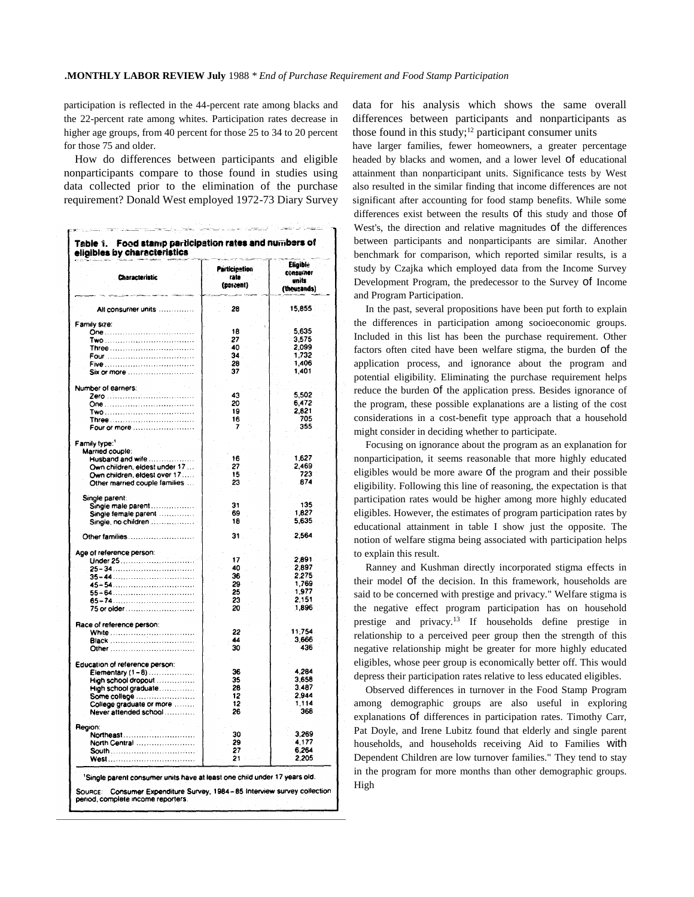participation is reflected in the 44-percent rate among blacks and the 22-percent rate among whites. Participation rates decrease in higher age groups, from 40 percent for those 25 to 34 to 20 percent for those 75 and older.

How do differences between participants and eligible nonparticipants compare to those found in studies using data collected prior to the elimination of the purchase requirement? Donald West employed 1972-73 Diary Survey data for his analysis which shows the same overall differences between participants and nonparticipants as those found in this study;[12] participant consumer units have larger families, fewer homeowners, a greater percentage headed by blacks and women, and a lower level of educational attainment than nonparticipant units. Significance tests by West also resulted in the similar finding that income differences are not significant after accounting for food stamp benefits. While some differences exist between the results of this study and those of West's, the direction and relative magnitudes of the differences between participants and nonparticipants are similar. Another benchmark for comparison, which reported similar results, is a study by Czajka which employed data from the Income Survey Development Program, the predecessor to the Survey of Income and Program Participation.

**Table 1. Food stamp participation rates and numbers of eligibles by characteristics**

| Characteristic | Participation rate (percent) | Eligible consumer units (thousands) |
|---|---|---|
| All consumer units | 28 | 15,855 |
| **Family size:** | | |
| One | 18 | 5,635 |
| Two | 27 | 3,575 |
| Three | 40 | 2,099 |
| Four | 34 | 1,732 |
| Five | 28 | 1,406 |
| Six or more | 37 | 1,401 |
| **Number of earners:** | | |
| Zero | 43 | 5,502 |
| One | 20 | 6,472 |
| Two | 19 | 2,821 |
| Three | 16 | 705 |
| Four or more | 7 | 355 |
| **Family type:**[1] | | |
| Married couple: | | |
| Husband and wife | 16 | 1,627 |
| Own children, eldest under 17 | 27 | 2,469 |
| Own children, eldest over 17 | 15 | 723 |
| Other married couple families | 23 | 874 |
| Single parent: | | |
| Single male parent | 31 | 135 |
| Single female parent | 69 | 1,827 |
| Single, no children | 18 | 5,635 |
| Other families | 31 | 2,564 |
| **Age of reference person:** | | |
| Under 25 | 17 | 2,891 |
| 25–34 | 40 | 2,897 |
| 35–44 | 36 | 2,275 |
| 45–54 | 29 | 1,769 |
| 55–64 | 25 | 1,977 |
| 65–74 | 23 | 2,151 |
| 75 or older | 20 | 1,896 |
| **Race of reference person:** | | |
| White | 22 | 11,754 |
| Black | 44 | 3,666 |
| Other | 30 | 436 |
| **Education of reference person:** | | |
| Elementary (1–8) | 36 | 4,284 |
| High school dropout | 35 | 3,658 |
| High school graduate | 28 | 3,487 |
| Some college | 12 | 2,944 |
| College graduate or more | 12 | 1,114 |
| Never attended school | 26 | 368 |
| **Region:** | | |
| Northeast | 30 | 3,269 |
| North Central | 29 | 4,177 |
| South | 27 | 6,264 |
| West | 21 | 2,205 |

[1] Single parent consumer units have at least one child under 17 years old.

SOURCE: Consumer Expenditure Survey, 1984–85 Interview survey collection period, complete income reporters.

In the past, several propositions have been put forth to explain the differences in participation among socioeconomic groups. Included in this list has been the purchase requirement. Other factors often cited have been welfare stigma, the burden of the application process, and ignorance about the program and potential eligibility. Eliminating the purchase requirement helps reduce the burden of the application press. Besides ignorance of the program, these possible explanations are a listing of the cost considerations in a cost-benefit type approach that a household might consider in deciding whether to participate.

Focusing on ignorance about the program as an explanation for nonparticipation, it seems reasonable that more highly educated eligibles would be more aware of the program and their possible eligibility. Following this line of reasoning, the expectation is that participation rates would be higher among more highly educated eligibles. However, the estimates of program participation rates by educational attainment in table I show just the opposite. The notion of welfare stigma being associated with participation helps to explain this result.

Ranney and Kushman directly incorporated stigma effects in their model of the decision. In this framework, households are said to be concerned with prestige and privacy." Welfare stigma is the negative effect program participation has on household prestige and privacy.[13] If households define prestige in relationship to a perceived peer group then the strength of this negative relationship might be greater for more highly educated eligibles, whose peer group is economically better off. This would depress their participation rates relative to less educated eligibles.

Observed differences in turnover in the Food Stamp Program among demographic groups are also useful in exploring explanations of differences in participation rates. Timothy Carr, Pat Doyle, and Irene Lubitz found that elderly and single parent households, and households receiving Aid to Families with Dependent Children are low turnover families." They tend to stay in the program for more months than other demographic groups. High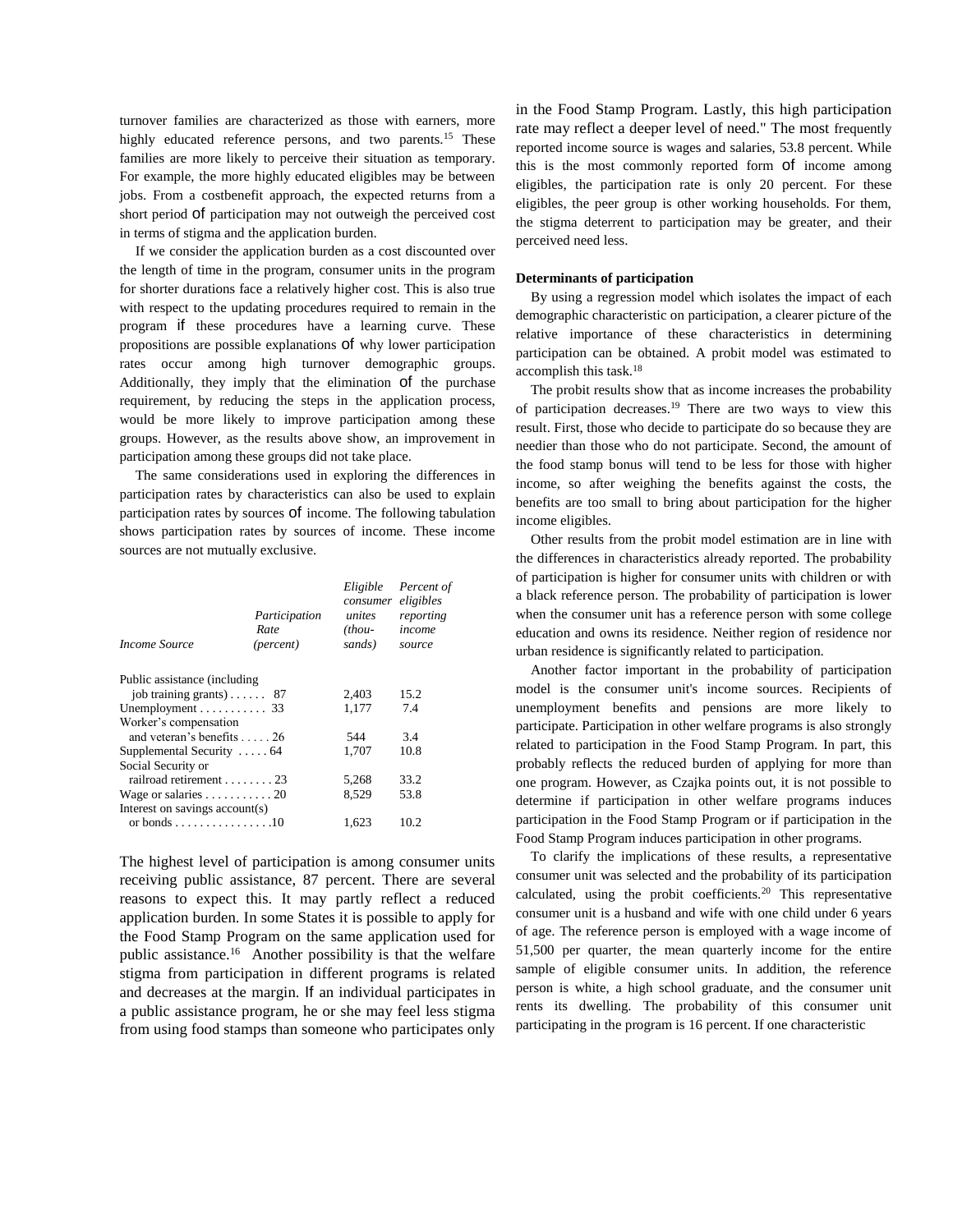turnover families are characterized as those with earners, more highly educated reference persons, and two parents.[15] These families are more likely to perceive their situation as temporary. For example, the more highly educated eligibles may be between jobs. From a costbenefit approach, the expected returns from a short period of participation may not outweigh the perceived cost in terms of stigma and the application burden.

If we consider the application burden as a cost discounted over the length of time in the program, consumer units in the program for shorter durations face a relatively higher cost. This is also true with respect to the updating procedures required to remain in the program if these procedures have a learning curve. These propositions are possible explanations of why lower participation rates occur among high turnover demographic groups. Additionally, they imply that the elimination of the purchase requirement, by reducing the steps in the application process, would be more likely to improve participation among these groups. However, as the results above show, an improvement in participation among these groups did not take place.

The same considerations used in exploring the differences in participation rates by characteristics can also be used to explain participation rates by sources of income. The following tabulation shows participation rates by sources of income. These income sources are not mutually exclusive.

| *Income Source* | *Participation Rate (percent)* | *Eligible consumer unites (thou-sands)* | *Percent of eligibles reporting income source* |
|---|---|---|---|
| Public assistance (including job training grants) | 87 | 2,403 | 15.2 |
| Unemployment | 33 | 1,177 | 7.4 |
| Worker's compensation and veteran's benefits | 26 | 544 | 3.4 |
| Supplemental Security | 64 | 1,707 | 10.8 |
| Social Security or railroad retirement | 23 | 5,268 | 33.2 |
| Wage or salaries | 20 | 8,529 | 53.8 |
| Interest on savings account(s) or bonds | 10 | 1,623 | 10.2 |

The highest level of participation is among consumer units receiving public assistance, 87 percent. There are several reasons to expect this. It may partly reflect a reduced application burden. In some States it is possible to apply for the Food Stamp Program on the same application used for public assistance.[16] Another possibility is that the welfare stigma from participation in different programs is related and decreases at the margin. If an individual participates in a public assistance program, he or she may feel less stigma from using food stamps than someone who participates only in the Food Stamp Program. Lastly, this high participation rate may reflect a deeper level of need." The most frequently reported income source is wages and salaries, 53.8 percent. While this is the most commonly reported form of income among eligibles, the participation rate is only 20 percent. For these eligibles, the peer group is other working households. For them, the stigma deterrent to participation may be greater, and their perceived need less.

**Determinants of participation**

By using a regression model which isolates the impact of each demographic characteristic on participation, a clearer picture of the relative importance of these characteristics in determining participation can be obtained. A probit model was estimated to accomplish this task.[18]

The probit results show that as income increases the probability of participation decreases.[19] There are two ways to view this result. First, those who decide to participate do so because they are needier than those who do not participate. Second, the amount of the food stamp bonus will tend to be less for those with higher income, so after weighing the benefits against the costs, the benefits are too small to bring about participation for the higher income eligibles.

Other results from the probit model estimation are in line with the differences in characteristics already reported. The probability of participation is higher for consumer units with children or with a black reference person. The probability of participation is lower when the consumer unit has a reference person with some college education and owns its residence. Neither region of residence nor urban residence is significantly related to participation.

Another factor important in the probability of participation model is the consumer unit's income sources. Recipients of unemployment benefits and pensions are more likely to participate. Participation in other welfare programs is also strongly related to participation in the Food Stamp Program. In part, this probably reflects the reduced burden of applying for more than one program. However, as Czajka points out, it is not possible to determine if participation in other welfare programs induces participation in the Food Stamp Program or if participation in the Food Stamp Program induces participation in other programs.

To clarify the implications of these results, a representative consumer unit was selected and the probability of its participation calculated, using the probit coefficients.[20] This representative consumer unit is a husband and wife with one child under 6 years of age. The reference person is employed with a wage income of 51,500 per quarter, the mean quarterly income for the entire sample of eligible consumer units. In addition, the reference person is white, a high school graduate, and the consumer unit rents its dwelling. The probability of this consumer unit participating in the program is 16 percent. If one characteristic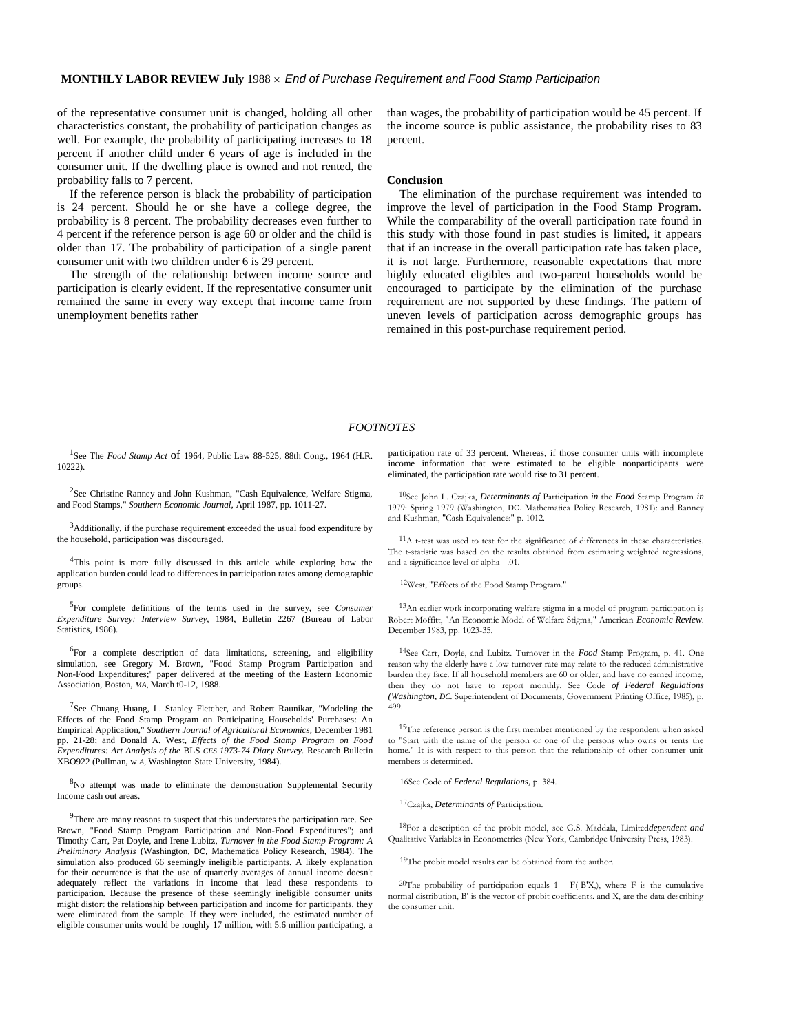of the representative consumer unit is changed, holding all other characteristics constant, the probability of participation changes as well. For example, the probability of participating increases to 18 percent if another child under 6 years of age is included in the consumer unit. If the dwelling place is owned and not rented, the probability falls to 7 percent.

If the reference person is black the probability of participation is 24 percent. Should he or she have a college degree, the probability is 8 percent. The probability decreases even further to 4 percent if the reference person is age 60 or older and the child is older than 17. The probability of participation of a single parent consumer unit with two children under 6 is 29 percent.

The strength of the relationship between income source and participation is clearly evident. If the representative consumer unit remained the same in every way except that income came from unemployment benefits rather than wages, the probability of participation would be 45 percent. If the income source is public assistance, the probability rises to 83 percent.

## Conclusion

The elimination of the purchase requirement was intended to improve the level of participation in the Food Stamp Program. While the comparability of the overall participation rate found in this study with those found in past studies is limited, it appears that if an increase in the overall participation rate has taken place, it is not large. Furthermore, reasonable expectations that more highly educated eligibles and two-parent households would be encouraged to participate by the elimination of the purchase requirement are not supported by these findings. The pattern of uneven levels of participation across demographic groups has remained in this post-purchase requirement period.

### *FOOTNOTES*

[1]See The *Food Stamp Act* of 1964, Public Law 88-525, 88th Cong., 1964 (H.R. 10222).

[2]See Christine Ranney and John Kushman, "Cash Equivalence, Welfare Stigma, and Food Stamps," *Southern Economic Journal*, April 1987, pp. 1011-27.

[3]Additionally, if the purchase requirement exceeded the usual food expenditure by the household, participation was discouraged.

[4]This point is more fully discussed in this article while exploring how the application burden could lead to differences in participation rates among demographic groups.

[5]For complete definitions of the terms used in the survey, see *Consumer Expenditure Survey: Interview Survey,* 1984, Bulletin 2267 (Bureau of Labor Statistics, 1986).

[6]For a complete description of data limitations, screening, and eligibility simulation, see Gregory M. Brown, "Food Stamp Program Participation and Non-Food Expenditures;" paper delivered at the meeting of the Eastern Economic Association, Boston, *MA*, March t0-12, 1988.

[7]See Chuang Huang, L. Stanley Fletcher, and Robert Raunikar, "Modeling the Effects of the Food Stamp Program on Participating Households' Purchases: An Empirical Application," *Southern Journal of Agricultural Economics,* December 1981 pp. 21-28; and Donald A. West, *Effects of the Food Stamp Program on Food Expenditures: Art Analysis of the* BLS *CES 1973-74 Diary Survey.* Research Bulletin XBO922 (Pullman, w *A,* Washington State University, 1984).

[8]No attempt was made to eliminate the demonstration Supplemental Security Income cash out areas.

[9]There are many reasons to suspect that this understates the participation rate. See Brown, "Food Stamp Program Participation and Non-Food Expenditures"; and Timothy Carr, Pat Doyle, and Irene Lubitz, *Turnover in the Food Stamp Program: A Preliminary Analysis* (Washington, DC, Mathematica Policy Research, 1984). The simulation also produced 66 seemingly ineligible participants. A likely explanation for their occurrence is that the use of quarterly averages of annual income doesn't adequately reflect the variations in income that lead these respondents to participation. Because the presence of these seemingly ineligible consumer units might distort the relationship between participation and income for participants, they were eliminated from the sample. If they were included, the estimated number of eligible consumer units would be roughly 17 million, with 5.6 million participating, a participation rate of 33 percent. Whereas, if those consumer units with incomplete income information that were estimated to be eligible nonparticipants were eliminated, the participation rate would rise to 31 percent.

[10]See John L. Czajka, *Determinants of* Participation *in* the *Food* Stamp Program *in* 1979: Spring 1979 (Washington, DC. Mathematica Policy Research, 1981): and Ranney and Kushman, "Cash Equivalence:" p. 1012.

[11]A t-test was used to test for the significance of differences in these characteristics. The t-statistic was based on the results obtained from estimating weighted regressions, and a significance level of alpha - .01.

[12]West, "Effects of the Food Stamp Program."

[13]An earlier work incorporating welfare stigma in a model of program participation is Robert Moffitt, "An Economic Model of Welfare Stigma," American *Economic Review*. December 1983, pp. 1023-35.

[14]See Carr, Doyle, and Lubitz. Turnover in the *Food* Stamp Program, p. 41. One reason why the elderly have a low turnover rate may relate to the reduced administrative burden they face. If all household members are 60 or older, and have no earned income, then they do not have to report monthly. See Code *of Federal Regulations (Washington, DC.* Superintendent of Documents, Government Printing Office, 1985), p. 499.

[15]The reference person is the first member mentioned by the respondent when asked to "Start with the name of the person or one of the persons who owns or rents the home." It is with respect to this person that the relationship of other consumer unit members is determined.

16See Code of *Federal Regulations,* p. 384.

[17]Czajka, *Determinants of* Participation.

[18]For a description of the probit model, see G.S. Maddala, Limited*dependent and* Qualitative Variables in Econometrics (New York, Cambridge University Press, 1983).

[19]The probit model results can be obtained from the author.

[20]The probability of participation equals 1 - F(-B'X,), where F is the cumulative normal distribution, B' is the vector of probit coefficients. and X, are the data describing the consumer unit.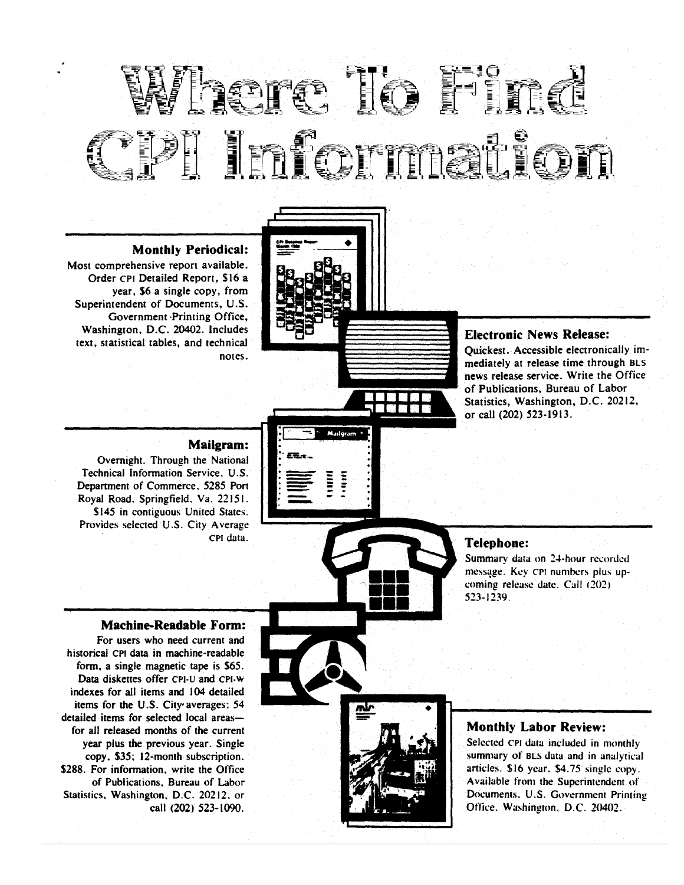# Where To Find CPI Information

### Monthly Periodical:

Most comprehensive report available. Order CPI Detailed Report, $16 a year, $6 a single copy, from Superintendent of Documents, U.S. Government Printing Office, Washington, D.C. 20402. Includes text, statistical tables, and technical notes.

### Electronic News Release:

Quickest. Accessible electronically immediately at release time through BLS news release service. Write the Office of Publications, Bureau of Labor Statistics, Washington, D.C. 20212, or call (202) 523-1913.

### Mailgram:

Overnight. Through the National Technical Information Service, U.S. Department of Commerce, 5285 Port Royal Road, Springfield, Va. 22151. $145 in contiguous United States. Provides selected U.S. City Average CPI data.

### Telephone:

Summary data on 24-hour recorded message. Key CPI numbers plus upcoming release date. Call (202) 523-1239.

### Machine-Readable Form:

For users who need current and historical CPI data in machine-readable form, a single magnetic tape is $65. Data diskettes offer CPI-U and CPI-W indexes for all items and 104 detailed items for the U.S. City averages; 54 detailed items for selected local areas—for all released months of the current year plus the previous year. Single copy, $35; 12-month subscription, $288. For information, write the Office of Publications, Bureau of Labor Statistics, Washington, D.C. 20212, or call (202) 523-1090.

### Monthly Labor Review:

Selected CPI data included in monthly summary of BLS data and in analytical articles. $16 year, $4.75 single copy. Available from the Superintendent of Documents, U.S. Government Printing Office, Washington, D.C. 20402.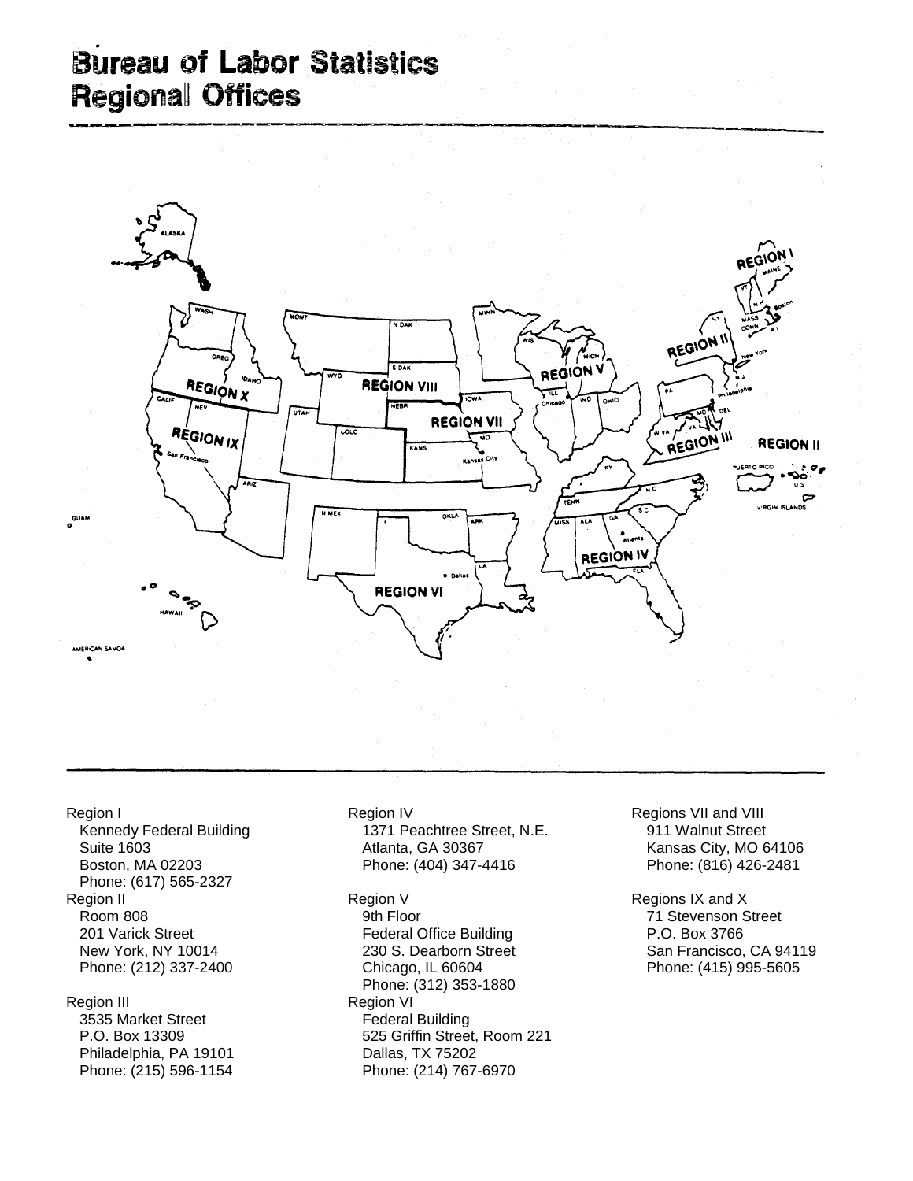# Bureau of Labor Statistics Regional Offices

Region I
Kennedy Federal Building
Suite 1603
Boston, MA 02203
Phone: (617) 565-2327

Region II
Room 808
201 Varick Street
New York, NY 10014
Phone: (212) 337-2400

Region III
3535 Market Street
P.O. Box 13309
Philadelphia, PA 19101
Phone: (215) 596-1154

Region IV
1371 Peachtree Street, N.E.
Atlanta, GA 30367
Phone: (404) 347-4416

Region V
9th Floor
Federal Office Building
230 S. Dearborn Street
Chicago, IL 60604
Phone: (312) 353-1880

Region VI
Federal Building
525 Griffin Street, Room 221
Dallas, TX 75202
Phone: (214) 767-6970

Regions VII and VIII
911 Walnut Street
Kansas City, MO 64106
Phone: (816) 426-2481

Regions IX and X
71 Stevenson Street
P.O. Box 3766
San Francisco, CA 94119
Phone: (415) 995-5605